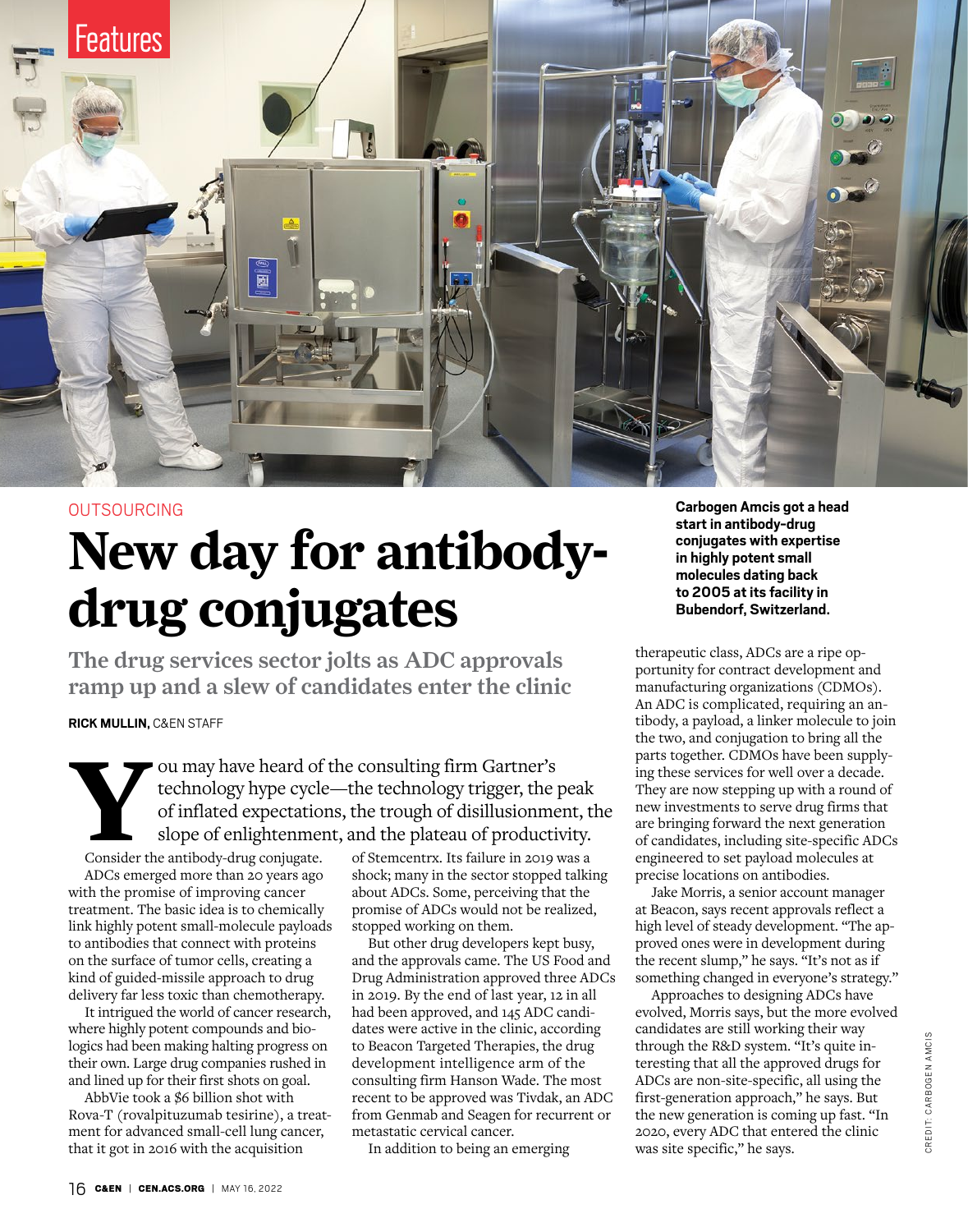Features

OUTSOURCING

# New day for antibody-drug conjugates

## The drug services sector jolts as ADC approvals ramp up and a slew of candidates enter the clinic

**RICK MULLIN,** C&EN STAFF

Carbogen Amcis got a head start in antibody-drug conjugates with expertise in highly potent small molecules dating back to 2005 at its facility in Bubendorf, Switzerland.

You may have heard of the consulting firm Gartner's technology hype cycle—the technology trigger, the peak of inflated expectations, the trough of disillusionment, the slope of enlightenment, and the plateau of productivity.

Consider the antibody-drug conjugate. ADCs emerged more than 20 years ago with the promise of improving cancer treatment. The basic idea is to chemically link highly potent small-molecule payloads to antibodies that connect with proteins on the surface of tumor cells, creating a kind of guided-missile approach to drug delivery far less toxic than chemotherapy.

It intrigued the world of cancer research, where highly potent compounds and biologics had been making halting progress on their own. Large drug companies rushed in and lined up for their first shots on goal.

AbbVie took a $6 billion shot with Rova-T (rovalpituzumab tesirine), a treatment for advanced small-cell lung cancer, that it got in 2016 with the acquisition of Stemcentrx. Its failure in 2019 was a shock; many in the sector stopped talking about ADCs. Some, perceiving that the promise of ADCs would not be realized, stopped working on them.

But other drug developers kept busy, and the approvals came. The US Food and Drug Administration approved three ADCs in 2019. By the end of last year, 12 in all had been approved, and 145 ADC candidates were active in the clinic, according to Beacon Targeted Therapies, the drug development intelligence arm of the consulting firm Hanson Wade. The most recent to be approved was Tivdak, an ADC from Genmab and Seagen for recurrent or metastatic cervical cancer.

In addition to being an emerging therapeutic class, ADCs are a ripe opportunity for contract development and manufacturing organizations (CDMOs). An ADC is complicated, requiring an antibody, a payload, a linker molecule to join the two, and conjugation to bring all the parts together. CDMOs have been supplying these services for well over a decade. They are now stepping up with a round of new investments to serve drug firms that are bringing forward the next generation of candidates, including site-specific ADCs engineered to set payload molecules at precise locations on antibodies.

Jake Morris, a senior account manager at Beacon, says recent approvals reflect a high level of steady development. "The approved ones were in development during the recent slump," he says. "It's not as if something changed in everyone's strategy."

Approaches to designing ADCs have evolved, Morris says, but the more evolved candidates are still working their way through the R&D system. "It's quite interesting that all the approved drugs for ADCs are non-site-specific, all using the first-generation approach," he says. But the new generation is coming up fast. "In 2020, every ADC that entered the clinic was site specific," he says.

CREDIT: CARBOGEN AMCIS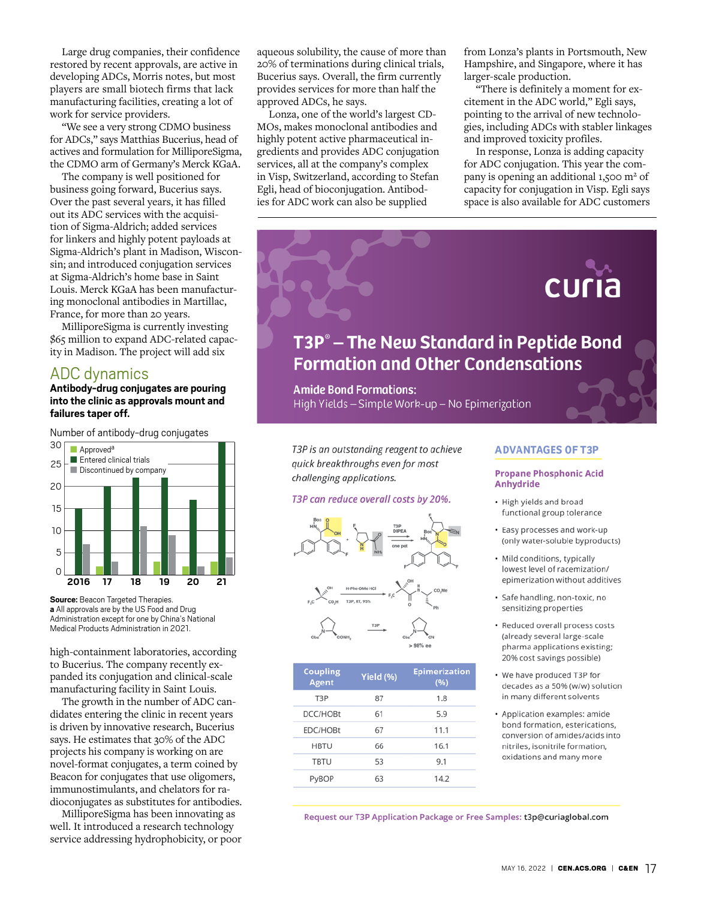Large drug companies, their confidence restored by recent approvals, are active in developing ADCs, Morris notes, but most players are small biotech firms that lack manufacturing facilities, creating a lot of work for service providers.

"We see a very strong CDMO business for ADCs," says Matthias Bucerius, head of actives and formulation for MilliporeSigma, the CDMO arm of Germany's Merck KGaA.

The company is well positioned for business going forward, Bucerius says. Over the past several years, it has filled out its ADC services with the acquisition of Sigma-Aldrich; added services for linkers and highly potent payloads at Sigma-Aldrich's plant in Madison, Wisconsin; and introduced conjugation services at Sigma-Aldrich's home base in Saint Louis. Merck KGaA has been manufacturing monoclonal antibodies in Martillac, France, for more than 20 years.

MilliporeSigma is currently investing \$65 million to expand ADC-related capacity in Madison. The project will add six high-containment laboratories, according to Bucerius. The company recently expanded its conjugation and clinical-scale manufacturing facility in Saint Louis.

The growth in the number of ADC candidates entering the clinic in recent years is driven by innovative research, Bucerius says. He estimates that 30% of the ADC projects his company is working on are novel-format conjugates, a term coined by Beacon for conjugates that use oligomers, immunostimulants, and chelators for radioconjugates as substitutes for antibodies.

MilliporeSigma has been innovating as well. It introduced a research technology service addressing hydrophobicity, or poor aqueous solubility, the cause of more than 20% of terminations during clinical trials, Bucerius says. Overall, the firm currently provides services for more than half the approved ADCs, he says.

Lonza, one of the world's largest CDMOs, makes monoclonal antibodies and highly potent active pharmaceutical ingredients and provides ADC conjugation services, all at the company's complex in Visp, Switzerland, according to Stefan Egli, head of bioconjugation. Antibodies for ADC work can also be supplied from Lonza's plants in Portsmouth, New Hampshire, and Singapore, where it has larger-scale production.

"There is definitely a moment for excitement in the ADC world," Egli says, pointing to the arrival of new technologies, including ADCs with stabler linkages and improved toxicity profiles.

In response, Lonza is adding capacity for ADC conjugation. This year the company is opening an additional 1,500 m² of capacity for conjugation in Visp. Egli says space is also available for ADC customers

## ADC dynamics

**Antibody-drug conjugates are pouring into the clinic as approvals mount and failures taper off.**

Number of antibody-drug conjugates

| Year | Approved[a] | Entered clinical trials | Discontinued by company |
|---|---|---|---|
| 2016 | 0 | 15 | 7 |
| 17 | 2 | 20 | 3 |
| 18 | 0 | 22 | 11 |
| 19 | 3 | 22 | 9 |
| 20 | 2 | 17 | 3 |
| 21 | 2 | 30 | 4 |

**Source:** Beacon Targeted Therapies.
**a** All approvals are by the US Food and Drug Administration except for one by China's National Medical Products Administration in 2021.

---

curia

## T3P® – The New Standard in Peptide Bond Formation and Other Condensations

**Amide Bond Formations:**
High Yields – Simple Work-up – No Epimerization

*T3P is an outstanding reagent to achieve quick breakthroughs even for most challenging applications.*

*T3P can reduce overall costs by 20%.*

| Coupling Agent | Yield (%) | Epimerization (%) |
|---|---|---|
| T3P | 87 | 1.8 |
| DCC/HOBt | 61 | 5.9 |
| EDC/HOBt | 67 | 11.1 |
| HBTU | 66 | 16.1 |
| TBTU | 53 | 9.1 |
| PyBOP | 63 | 14.2 |

### ADVANTAGES OF T3P

**Propane Phosphonic Acid Anhydride**

- High yields and broad functional group tolerance
- Easy processes and work-up (only water-soluble byproducts)
- Mild conditions, typically lowest level of racemization/epimerization without additives
- Safe handling, non-toxic, no sensitizing properties
- Reduced overall process costs (already several large-scale pharma applications existing; 20% cost savings possible)
- We have produced T3P for decades as a 50% (w/w) solution in many different solvents
- Application examples: amide bond formation, esterications, conversion of amides/acids into nitriles, isonitrile formation, oxidations and many more

Request our T3P Application Package or Free Samples: t3p@curiaglobal.com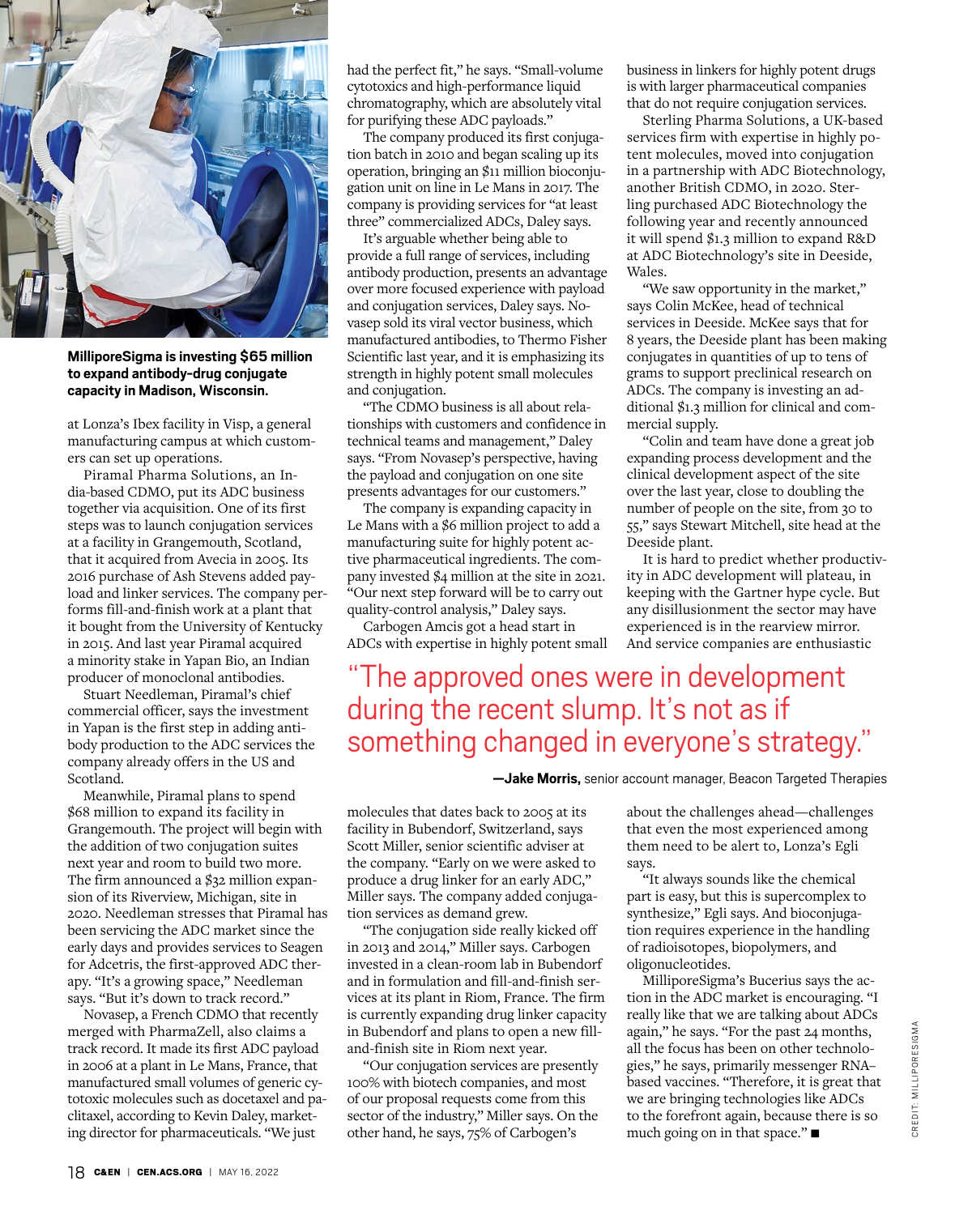**MilliporeSigma is investing $65 million to expand antibody-drug conjugate capacity in Madison, Wisconsin.**

at Lonza's Ibex facility in Visp, a general manufacturing campus at which customers can set up operations.

Piramal Pharma Solutions, an India-based CDMO, put its ADC business together via acquisition. One of its first steps was to launch conjugation services at a facility in Grangemouth, Scotland, that it acquired from Avecia in 2005. Its 2016 purchase of Ash Stevens added payload and linker services. The company performs fill-and-finish work at a plant that it bought from the University of Kentucky in 2015. And last year Piramal acquired a minority stake in Yapan Bio, an Indian producer of monoclonal antibodies.

Stuart Needleman, Piramal's chief commercial officer, says the investment in Yapan is the first step in adding antibody production to the ADC services the company already offers in the US and Scotland.

Meanwhile, Piramal plans to spend $68 million to expand its facility in Grangemouth. The project will begin with the addition of two conjugation suites next year and room to build two more. The firm announced a $32 million expansion of its Riverview, Michigan, site in 2020. Needleman stresses that Piramal has been servicing the ADC market since the early days and provides services to Seagen for Adcetris, the first-approved ADC therapy. "It's a growing space," Needleman says. "But it's down to track record."

Novasep, a French CDMO that recently merged with PharmaZell, also claims a track record. It made its first ADC payload in 2006 at a plant in Le Mans, France, that manufactured small volumes of generic cytotoxic molecules such as docetaxel and paclitaxel, according to Kevin Daley, marketing director for pharmaceuticals. "We just had the perfect fit," he says. "Small-volume cytotoxics and high-performance liquid chromatography, which are absolutely vital for purifying these ADC payloads."

The company produced its first conjugation batch in 2010 and began scaling up its operation, bringing an $11 million bioconjugation unit on line in Le Mans in 2017. The company is providing services for "at least three" commercialized ADCs, Daley says.

It's arguable whether being able to provide a full range of services, including antibody production, presents an advantage over more focused experience with payload and conjugation services, Daley says. Novasep sold its viral vector business, which manufactured antibodies, to Thermo Fisher Scientific last year, and it is emphasizing its strength in highly potent small molecules and conjugation.

"The CDMO business is all about relationships with customers and confidence in technical teams and management," Daley says. "From Novasep's perspective, having the payload and conjugation on one site presents advantages for our customers."

The company is expanding capacity in Le Mans with a $6 million project to add a manufacturing suite for highly potent active pharmaceutical ingredients. The company invested $4 million at the site in 2021. "Our next step forward will be to carry out quality-control analysis," Daley says.

Carbogen Amcis got a head start in ADCs with expertise in highly potent small molecules that dates back to 2005 at its facility in Bubendorf, Switzerland, says Scott Miller, senior scientific adviser at the company. "Early on we were asked to produce a drug linker for an early ADC," Miller says. The company added conjugation services as demand grew.

"The conjugation side really kicked off in 2013 and 2014," Miller says. Carbogen invested in a clean-room lab in Bubendorf and in formulation and fill-and-finish services at its plant in Riom, France. The firm is currently expanding drug linker capacity in Bubendorf and plans to open a new fill-and-finish site in Riom next year.

"Our conjugation services are presently 100% with biotech companies, and most of our proposal requests come from this sector of the industry," Miller says. On the other hand, he says, 75% of Carbogen's business in linkers for highly potent drugs is with larger pharmaceutical companies that do not require conjugation services.

Sterling Pharma Solutions, a UK-based services firm with expertise in highly potent molecules, moved into conjugation in a partnership with ADC Biotechnology, another British CDMO, in 2020. Sterling purchased ADC Biotechnology the following year and recently announced it will spend $1.3 million to expand R&D at ADC Biotechnology's site in Deeside, Wales.

"We saw opportunity in the market," says Colin McKee, head of technical services in Deeside. McKee says that for 8 years, the Deeside plant has been making conjugates in quantities of up to tens of grams to support preclinical research on ADCs. The company is investing an additional $1.3 million for clinical and commercial supply.

"Colin and team have done a great job expanding process development and the clinical development aspect of the site over the last year, close to doubling the number of people on the site, from 30 to 55," says Stewart Mitchell, site head at the Deeside plant.

It is hard to predict whether productivity in ADC development will plateau, in keeping with the Gartner hype cycle. But any disillusionment the sector may have experienced is in the rearview mirror. And service companies are enthusiastic about the challenges ahead—challenges that even the most experienced among them need to be alert to, Lonza's Egli says.

"It always sounds like the chemical part is easy, but this is supercomplex to synthesize," Egli says. And bioconjugation requires experience in the handling of radioisotopes, biopolymers, and oligonucleotides.

MilliporeSigma's Bucerius says the action in the ADC market is encouraging. "I really like that we are talking about ADCs again," he says. "For the past 24 months, all the focus has been on other technologies," he says, primarily messenger RNA–based vaccines. "Therefore, it is great that we are bringing technologies like ADCs to the forefront again, because there is so much going on in that space." ■

> "The approved ones were in development during the recent slump. It's not as if something changed in everyone's strategy."
>
> —**Jake Morris,** senior account manager, Beacon Targeted Therapies

CREDIT: MILLIPORESIGMA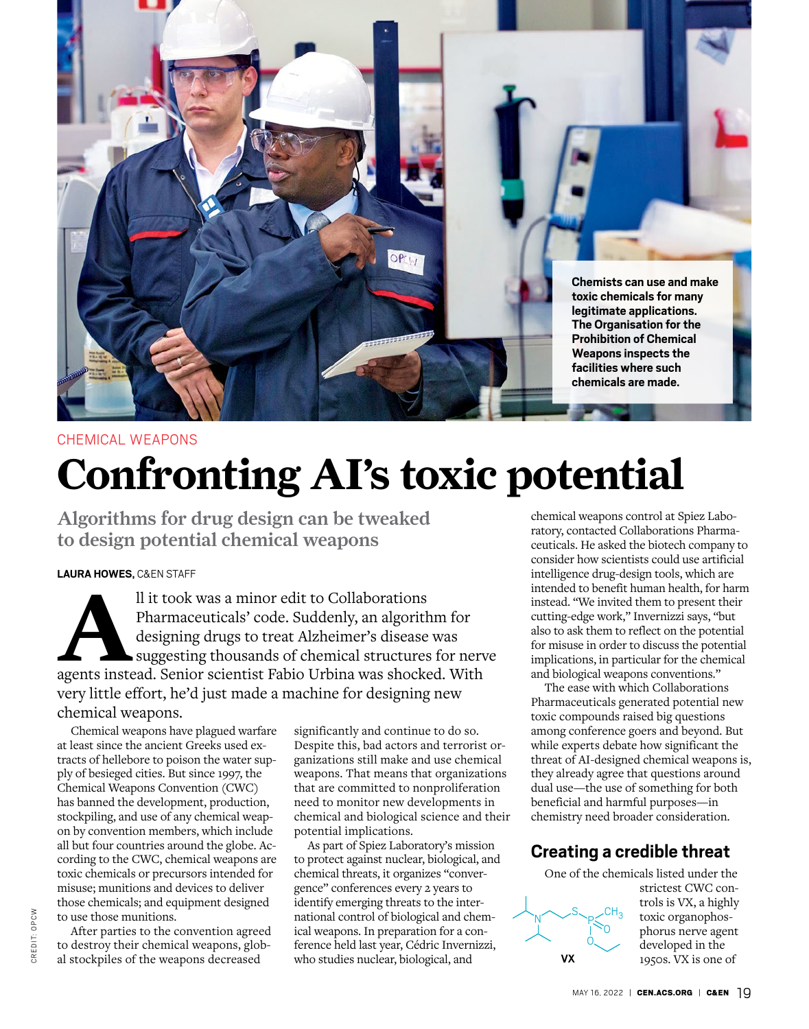Chemists can use and make toxic chemicals for many legitimate applications. The Organisation for the Prohibition of Chemical Weapons inspects the facilities where such chemicals are made.

CHEMICAL WEAPONS

# Confronting AI's toxic potential

## Algorithms for drug design can be tweaked to design potential chemical weapons

**LAURA HOWES,** C&EN STAFF

All it took was a minor edit to Collaborations Pharmaceuticals' code. Suddenly, an algorithm for designing drugs to treat Alzheimer's disease was suggesting thousands of chemical structures for nerve agents instead. Senior scientist Fabio Urbina was shocked. With very little effort, he'd just made a machine for designing new chemical weapons.

Chemical weapons have plagued warfare at least since the ancient Greeks used extracts of hellebore to poison the water supply of besieged cities. But since 1997, the Chemical Weapons Convention (CWC) has banned the development, production, stockpiling, and use of any chemical weapon by convention members, which include all but four countries around the globe. According to the CWC, chemical weapons are toxic chemicals or precursors intended for misuse; munitions and devices to deliver those chemicals; and equipment designed to use those munitions.

After parties to the convention agreed to destroy their chemical weapons, global stockpiles of the weapons decreased significantly and continue to do so. Despite this, bad actors and terrorist organizations still make and use chemical weapons. That means that organizations that are committed to nonproliferation need to monitor new developments in chemical and biological science and their potential implications.

As part of Spiez Laboratory's mission to protect against nuclear, biological, and chemical threats, it organizes "convergence" conferences every 2 years to identify emerging threats to the international control of biological and chemical weapons. In preparation for a conference held last year, Cédric Invernizzi, who studies nuclear, biological, and chemical weapons control at Spiez Laboratory, contacted Collaborations Pharmaceuticals. He asked the biotech company to consider how scientists could use artificial intelligence drug-design tools, which are intended to benefit human health, for harm instead. "We invited them to present their cutting-edge work," Invernizzi says, "but also to ask them to reflect on the potential for misuse in order to discuss the potential implications, in particular for the chemical and biological weapons conventions."

The ease with which Collaborations Pharmaceuticals generated potential new toxic compounds raised big questions among conference goers and beyond. But while experts debate how significant the threat of AI-designed chemical weapons is, they already agree that questions around dual use—the use of something for both beneficial and harmful purposes—in chemistry need broader consideration.

### Creating a credible threat

One of the chemicals listed under the strictest CWC controls is VX, a highly toxic organophosphorus nerve agent developed in the 1950s. VX is one of

VX

CREDIT: OPCW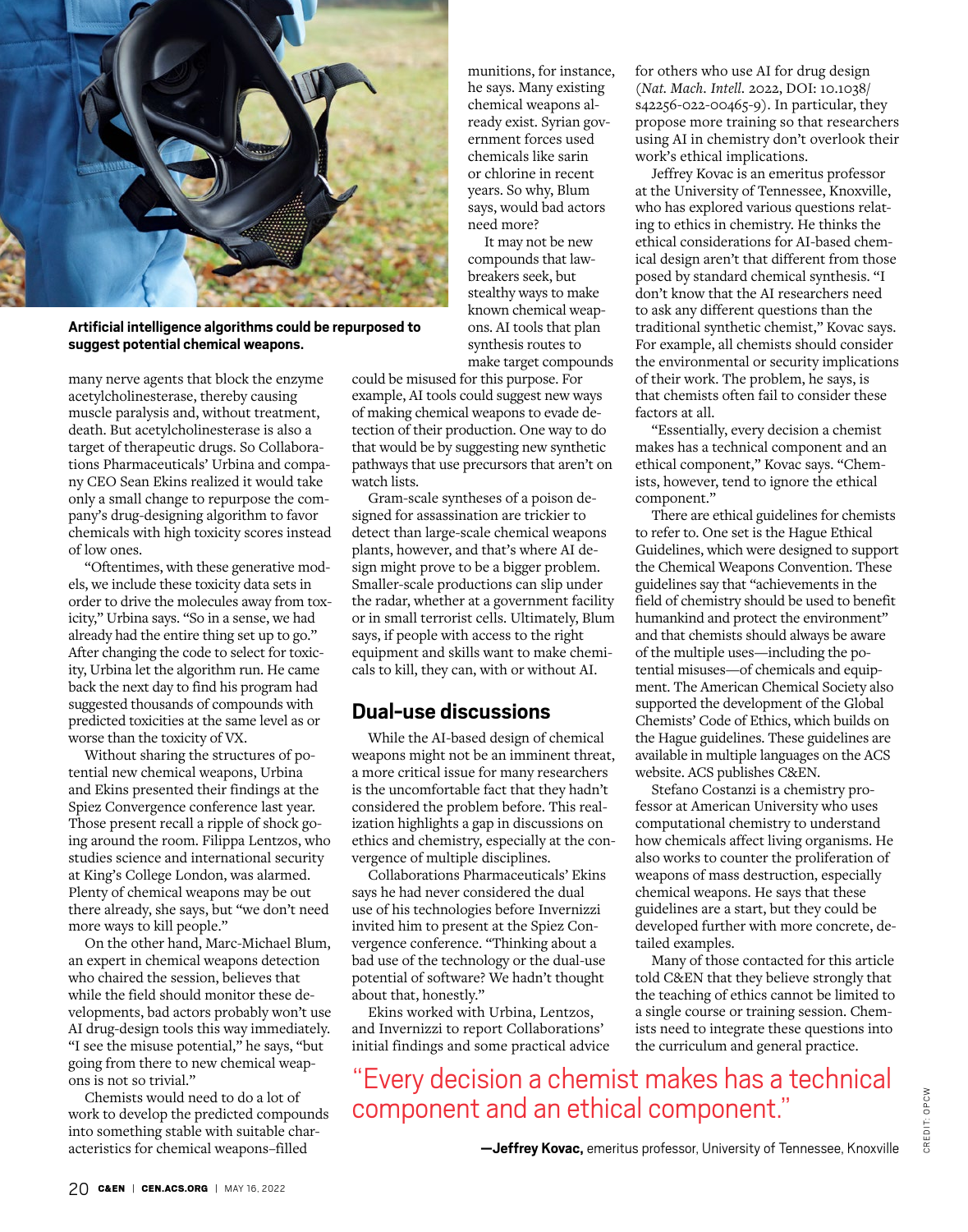**Artificial intelligence algorithms could be repurposed to suggest potential chemical weapons.**

many nerve agents that block the enzyme acetylcholinesterase, thereby causing muscle paralysis and, without treatment, death. But acetylcholinesterase is also a target of therapeutic drugs. So Collaborations Pharmaceuticals' Urbina and company CEO Sean Ekins realized it would take only a small change to repurpose the company's drug-designing algorithm to favor chemicals with high toxicity scores instead of low ones.

"Oftentimes, with these generative models, we include these toxicity data sets in order to drive the molecules away from toxicity," Urbina says. "So in a sense, we had already had the entire thing set up to go." After changing the code to select for toxicity, Urbina let the algorithm run. He came back the next day to find his program had suggested thousands of compounds with predicted toxicities at the same level as or worse than the toxicity of VX.

Without sharing the structures of potential new chemical weapons, Urbina and Ekins presented their findings at the Spiez Convergence conference last year. Those present recall a ripple of shock going around the room. Filippa Lentzos, who studies science and international security at King's College London, was alarmed. Plenty of chemical weapons may be out there already, she says, but "we don't need more ways to kill people."

On the other hand, Marc-Michael Blum, an expert in chemical weapons detection who chaired the session, believes that while the field should monitor these developments, bad actors probably won't use AI drug-design tools this way immediately. "I see the misuse potential," he says, "but going from there to new chemical weapons is not so trivial."

Chemists would need to do a lot of work to develop the predicted compounds into something stable with suitable characteristics for chemical weapons–filled munitions, for instance, he says. Many existing chemical weapons already exist. Syrian government forces used chemicals like sarin or chlorine in recent years. So why, Blum says, would bad actors need more?

It may not be new compounds that lawbreakers seek, but stealthy ways to make known chemical weapons. AI tools that plan synthesis routes to make target compounds could be misused for this purpose. For example, AI tools could suggest new ways of making chemical weapons to evade detection of their production. One way to do that would be by suggesting new synthetic pathways that use precursors that aren't on watch lists.

Gram-scale syntheses of a poison designed for assassination are trickier to detect than large-scale chemical weapons plants, however, and that's where AI design might prove to be a bigger problem. Smaller-scale productions can slip under the radar, whether at a government facility or in small terrorist cells. Ultimately, Blum says, if people with access to the right equipment and skills want to make chemicals to kill, they can, with or without AI.

## Dual-use discussions

While the AI-based design of chemical weapons might not be an imminent threat, a more critical issue for many researchers is the uncomfortable fact that they hadn't considered the problem before. This realization highlights a gap in discussions on ethics and chemistry, especially at the convergence of multiple disciplines.

Collaborations Pharmaceuticals' Ekins says he had never considered the dual use of his technologies before Invernizzi invited him to present at the Spiez Convergence conference. "Thinking about a bad use of the technology or the dual-use potential of software? We hadn't thought about that, honestly."

Ekins worked with Urbina, Lentzos, and Invernizzi to report Collaborations' initial findings and some practical advice for others who use AI for drug design (*Nat. Mach. Intell.* 2022, DOI: 10.1038/s42256-022-00465-9). In particular, they propose more training so that researchers using AI in chemistry don't overlook their work's ethical implications.

Jeffrey Kovac is an emeritus professor at the University of Tennessee, Knoxville, who has explored various questions relating to ethics in chemistry. He thinks the ethical considerations for AI-based chemical design aren't that different from those posed by standard chemical synthesis. "I don't know that the AI researchers need to ask any different questions than the traditional synthetic chemist," Kovac says. For example, all chemists should consider the environmental or security implications of their work. The problem, he says, is that chemists often fail to consider these factors at all.

"Essentially, every decision a chemist makes has a technical component and an ethical component," Kovac says. "Chemists, however, tend to ignore the ethical component."

There are ethical guidelines for chemists to refer to. One set is the Hague Ethical Guidelines, which were designed to support the Chemical Weapons Convention. These guidelines say that "achievements in the field of chemistry should be used to benefit humankind and protect the environment" and that chemists should always be aware of the multiple uses—including the potential misuses—of chemicals and equipment. The American Chemical Society also supported the development of the Global Chemists' Code of Ethics, which builds on the Hague guidelines. These guidelines are available in multiple languages on the ACS website. ACS publishes C&EN.

Stefano Costanzi is a chemistry professor at American University who uses computational chemistry to understand how chemicals affect living organisms. He also works to counter the proliferation of weapons of mass destruction, especially chemical weapons. He says that these guidelines are a start, but they could be developed further with more concrete, detailed examples.

Many of those contacted for this article told C&EN that they believe strongly that the teaching of ethics cannot be limited to a single course or training session. Chemists need to integrate these questions into the curriculum and general practice.

> "Every decision a chemist makes has a technical component and an ethical component."
>
> **—Jeffrey Kovac,** emeritus professor, University of Tennessee, Knoxville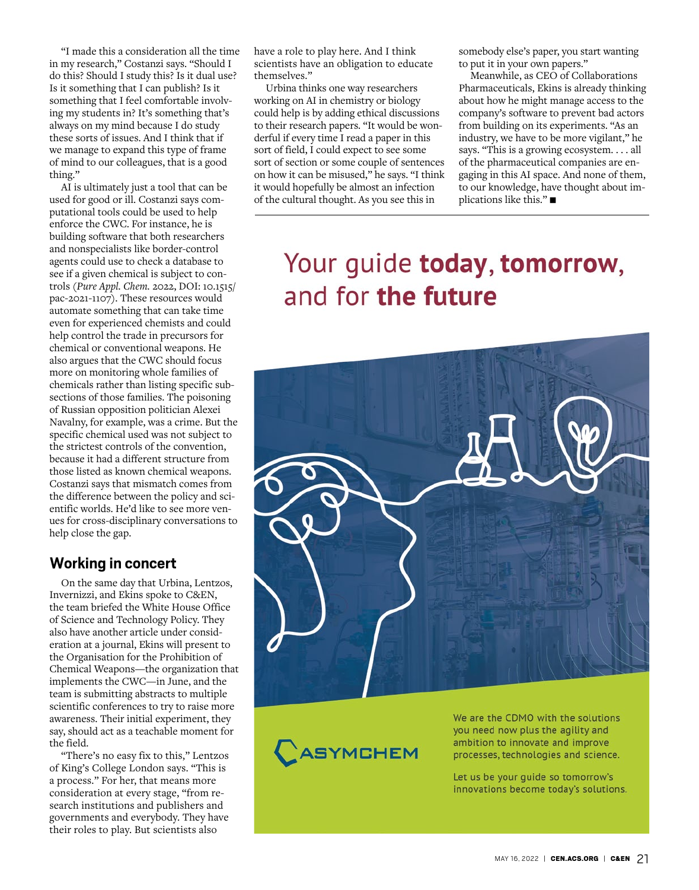"I made this a consideration all the time in my research," Costanzi says. "Should I do this? Should I study this? Is it dual use? Is it something that I can publish? Is it something that I feel comfortable involving my students in? It's something that's always on my mind because I do study these sorts of issues. And I think that if we manage to expand this type of frame of mind to our colleagues, that is a good thing."

AI is ultimately just a tool that can be used for good or ill. Costanzi says computational tools could be used to help enforce the CWC. For instance, he is building software that both researchers and nonspecialists like border-control agents could use to check a database to see if a given chemical is subject to controls (*Pure Appl. Chem.* 2022, DOI: 10.1515/pac-2021-1107). These resources would automate something that can take time even for experienced chemists and could help control the trade in precursors for chemical or conventional weapons. He also argues that the CWC should focus more on monitoring whole families of chemicals rather than listing specific subsections of those families. The poisoning of Russian opposition politician Alexei Navalny, for example, was a crime. But the specific chemical used was not subject to the strictest controls of the convention, because it had a different structure from those listed as known chemical weapons. Costanzi says that mismatch comes from the difference between the policy and scientific worlds. He'd like to see more venues for cross-disciplinary conversations to help close the gap.

## Working in concert

On the same day that Urbina, Lentzos, Invernizzi, and Ekins spoke to C&EN, the team briefed the White House Office of Science and Technology Policy. They also have another article under consideration at a journal, Ekins will present to the Organisation for the Prohibition of Chemical Weapons—the organization that implements the CWC—in June, and the team is submitting abstracts to multiple scientific conferences to try to raise more awareness. Their initial experiment, they say, should act as a teachable moment for the field.

"There's no easy fix to this," Lentzos of King's College London says. "This is a process." For her, that means more consideration at every stage, "from research institutions and publishers and governments and everybody. They have their roles to play. But scientists also have a role to play here. And I think scientists have an obligation to educate themselves."

Urbina thinks one way researchers working on AI in chemistry or biology could help is by adding ethical discussions to their research papers. "It would be wonderful if every time I read a paper in this sort of field, I could expect to see some sort of section or some couple of sentences on how it can be misused," he says. "I think it would hopefully be almost an infection of the cultural thought. As you see this in somebody else's paper, you start wanting to put it in your own papers."

Meanwhile, as CEO of Collaborations Pharmaceuticals, Ekins is already thinking about how he might manage access to the company's software to prevent bad actors from building on its experiments. "As an industry, we have to be more vigilant," he says. "This is a growing ecosystem. . . . all of the pharmaceutical companies are engaging in this AI space. And none of them, to our knowledge, have thought about implications like this." ■

Your guide **today**, **tomorrow**, and for **the future**

ASYMCHEM

We are the CDMO with the solutions you need now plus the agility and ambition to innovate and improve processes, technologies and science.

Let us be your guide so tomorrow's innovations become today's solutions.